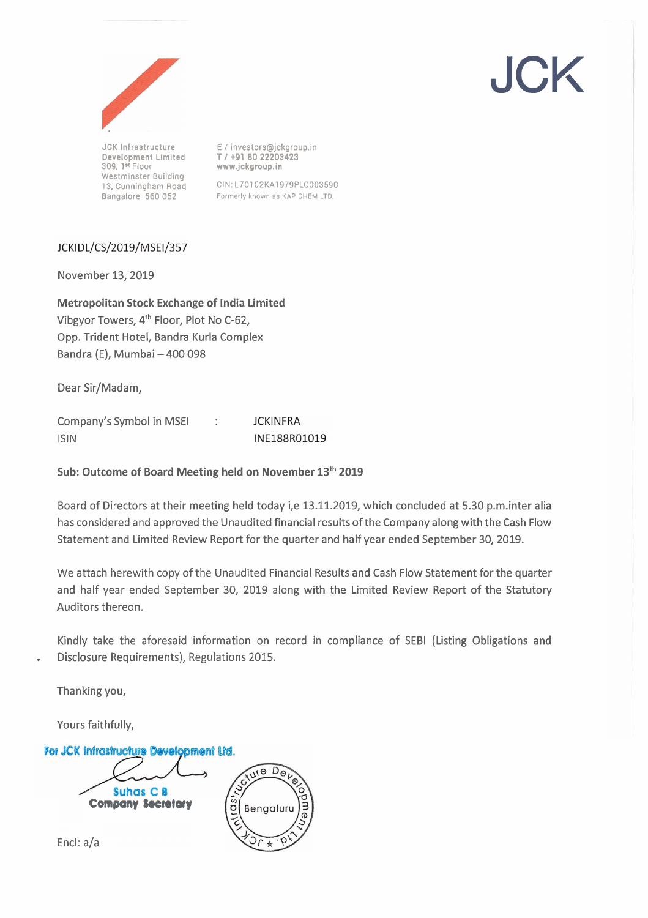JCK

JCK Infrastructure Development Limited
309, 1st Floor
Westminster Building
13, Cunningham Road
Bangalore 560 052

E / investors@jckgroup.in
T / +91 80 22203423
www.jckgroup.in

CIN: L70102KA1979PLC003590
Formerly known as KAP CHEM LTD.

JCKIDL/CS/2019/MSEI/357

November 13, 2019

**Metropolitan Stock Exchange of India Limited**
Vibgyor Towers, 4th Floor, Plot No C-62,
Opp. Trident Hotel, Bandra Kurla Complex
Bandra (E), Mumbai – 400 098

Dear Sir/Madam,

| | | |
|---|---|---|
| Company's Symbol in MSEI | : | JCKINFRA |
| ISIN | | INE188R01019 |

**Sub: Outcome of Board Meeting held on November 13th 2019**

Board of Directors at their meeting held today i,e 13.11.2019, which concluded at 5.30 p.m.inter alia has considered and approved the Unaudited financial results of the Company along with the Cash Flow Statement and Limited Review Report for the quarter and half year ended September 30, 2019.

We attach herewith copy of the Unaudited Financial Results and Cash Flow Statement for the quarter and half year ended September 30, 2019 along with the Limited Review Report of the Statutory Auditors thereon.

Kindly take the aforesaid information on record in compliance of SEBI (Listing Obligations and Disclosure Requirements), Regulations 2015.

Thanking you,

Yours faithfully,

For JCK Infrastructure Development Ltd.

Suhas C B
Company Secretary

Encl: a/a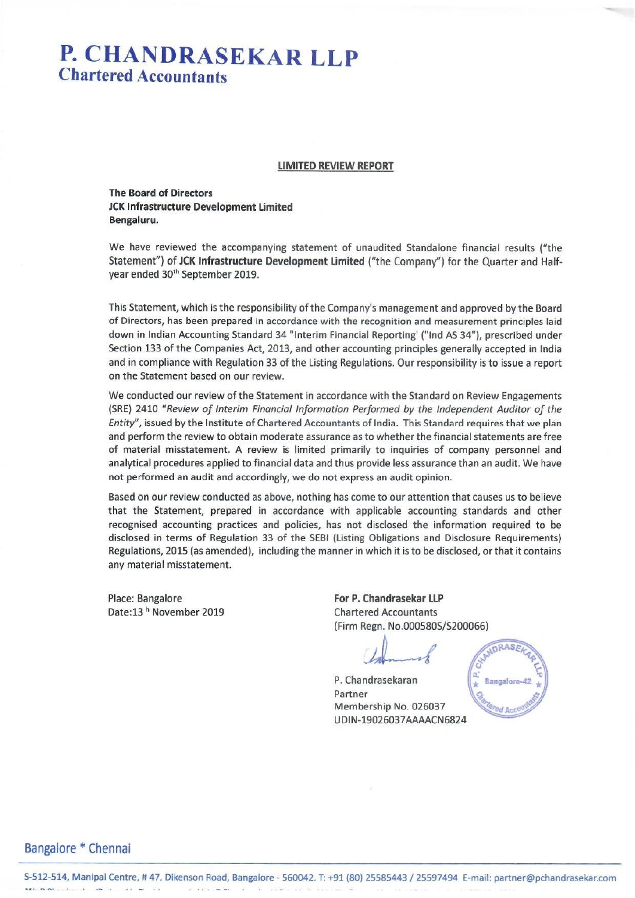# P. CHANDRASEKAR LLP
## Chartered Accountants

**LIMITED REVIEW REPORT**

**The Board of Directors**
**JCK Infrastructure Development Limited**
**Bengaluru.**

We have reviewed the accompanying statement of unaudited Standalone financial results ("the Statement") of **JCK Infrastructure Development Limited** ("the Company") for the Quarter and Half-year ended 30th September 2019.

This Statement, which is the responsibility of the Company's management and approved by the Board of Directors, has been prepared in accordance with the recognition and measurement principles laid down in Indian Accounting Standard 34 "Interim Financial Reporting' ("Ind AS 34"), prescribed under Section 133 of the Companies Act, 2013, and other accounting principles generally accepted in India and in compliance with Regulation 33 of the Listing Regulations. Our responsibility is to issue a report on the Statement based on our review.

We conducted our review of the Statement in accordance with the Standard on Review Engagements (SRE) 2410 *"Review of Interim Financial Information Performed by the Independent Auditor of the Entity"*, issued by the Institute of Chartered Accountants of India. This Standard requires that we plan and perform the review to obtain moderate assurance as to whether the financial statements are free of material misstatement. A review is limited primarily to inquiries of company personnel and analytical procedures applied to financial data and thus provide less assurance than an audit. We have not performed an audit and accordingly, we do not express an audit opinion.

Based on our review conducted as above, nothing has come to our attention that causes us to believe that the Statement, prepared in accordance with applicable accounting standards and other recognised accounting practices and policies, has not disclosed the information required to be disclosed in terms of Regulation 33 of the SEBI (Listing Obligations and Disclosure Requirements) Regulations, 2015 (as amended), including the manner in which it is to be disclosed, or that it contains any material misstatement.

Place: Bangalore
Date: 13th November 2019

**For P. Chandrasekar LLP**
Chartered Accountants
(Firm Regn. No.000580S/S200066)

P. Chandrasekaran
Partner
Membership No. 026037
UDIN-19026037AAAACN6824

Bangalore * Chennai

S-512-514, Manipal Centre, # 47, Dikenson Road, Bangalore - 560042. T: +91 (80) 25585443 / 25597494 E-mail: partner@pchandrasekar.com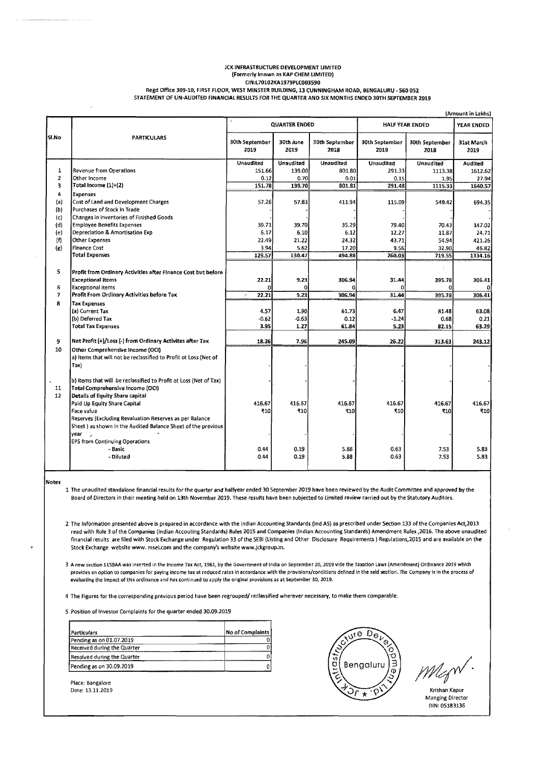**JCK INFRASTRUCTURE DEVELOPMENT LIMITED**
**(Formerly known as KAP CHEM LIMITED)**
**CIN:L70102KA1979PLC003590**
**Regd Office 309-10, FIRST FLOOR, WEST MINSTER BUILDING, 13 CUNNINGHAM ROAD, BENGALURU - 560 052**
**STATEMENT OF UN-AUDITED FINANCIAL RESULTS FOR THE QUARTER AND SIX MONTHS ENDED 30TH SEPTEMBER 2019**

(Amount in Lakhs)

| Sl.No | PARTICULARS | QUARTER ENDED | | | HALF YEAR ENDED | | YEAR ENDED |
|---|---|---|---|---|---|---|---|
| | | 30th September 2019 | 30th June 2019 | 30th September 2018 | 30th September 2019 | 30th September 2018 | 31st March 2019 |
| | | Unaudited | Unaudited | Unaudited | Unaudited | Unaudited | Audited |
| 1 | Revenue from Operations | 151.66 | 139.00 | 801.80 | 291.33 | 1113.38 | 1612.62 |
| 2 | Other Income | 0.12 | 0.70 | 0.01 | 0.15 | 1.95 | 27.94 |
| 3 | Total Income (1)+(2) | 151.78 | 139.70 | 801.81 | 291.48 | 1115.33 | 1640.57 |
| 4 | Expenses | | | | | | |
| (a) | Cost of Land and Development Charges | 57.26 | 57.83 | 411.94 | 115.09 | 549.42 | 694.35 |
| (b) | Purchases of Stock In Trade | | - | - | - | - | - |
| (c) | Changes in inventories of Finished Goods | | - | - | - | - | - |
| (d) | Employee Benefits Expenses | 39.71 | 39.70 | 35.29 | 79.40 | 70.43 | 147.02 |
| (e) | Depreciation & Amortisation Exp | 6.17 | 6.10 | 6.12 | 12.27 | 11.87 | 24.71 |
| (f) | Other Expenses | 22.49 | 21.22 | 24.32 | 43.71 | 54.94 | 421.26 |
| (g) | Finance Cost | 3.94 | 5.62 | 17.20 | 9.56 | 32.90 | 46.82 |
| | Total Expenses | 129.57 | 130.47 | 494.88 | 260.03 | 719.55 | 1334.16 |
| 5 | Profit from Ordinary Activities after Finance Cost but before Exceptional Items | 22.21 | 9.23 | 306.94 | 31.44 | 395.78 | 306.41 |
| 6 | Exceptional items | 0 | 0 | 0 | 0 | 0 | 0 |
| 7 | Profit From Ordinary Activities before Tax | 22.21 | 9.23 | 306.94 | 31.44 | 395.78 | 306.41 |
| 8 | Tax Expenses | | | | | | |
| | (a) Current Tax | 4.57 | 1.90 | 61.73 | 6.47 | 81.48 | 63.08 |
| | (b) Deferred Tax | -0.62 | -0.63 | 0.12 | -1.24 | 0.68 | 0.21 |
| | Total Tax Expenses | 3.95 | 1.27 | 61.84 | 5.23 | 82.15 | 63.29 |
| 9 | Net Profit (+)/Loss (-) from Ordinary Activites after Tax | 18.26 | 7.96 | 245.09 | 26.22 | 313.63 | 243.12 |
| 10 | Other Comprehensive Income (OCI) | | | | | | |
| | a) Items that will not be reclassified to Profit ot Loss (Net of Tax) | - | - | - | - | - | - |
| | b) Items that will be reclassified to Profit ot Loss (Net of Tax) | - | - | - | - | - | - |
| 11 | Total Comprehensive Income (OCI) | | | | | | |
| 12 | Details of Equity Share capital | | | | | | |
| | Paid Up Equity Share Capital | 416.67 | 416.67 | 416.67 | 416.67 | 416.67 | 416.67 |
| | Face value | ₹10 | ₹10 | ₹10 | ₹10 | ₹10 | ₹10 |
| | Reserves (Excluding Revaluation Reserves as per Balance Sheet ) as shown in the Audited Balance Sheet of the previous year | - | - | - | - | - | - |
| | EPS from Continuing Operations | | | | | | |
| | - Basic | 0.44 | 0.19 | 5.88 | 0.63 | 7.53 | 5.83 |
| | - Diluted | 0.44 | 0.19 | 5.88 | 0.63 | 7.53 | 5.83 |

**Notes**

1. The unaudited standalone financial results for the quarter and halfyear ended 30 September 2019 have been reviewed by the Audit Committee and approved by the Board of Directors in their meeting held on 13th November 2019. These results have been subjected to Limited review carried out by the Statutory Auditors.

2. The Information presented above is prepared in accordance with the Indian Accounting Standards (Ind AS) as prescribed under Section 133 of the Companies Act,2013 read with Rule 3 of the Companies (Indian Accouting Standards) Rules 2015 and Companies (Indian Accounting Standards) Amendment Rules ,2016. The above unaudited financial results are filed with Stock Exchange under Regulation 33 of the SEBI (Listing and Other Disclosure Requirements ) Regulations,2015 and are available on the Stock Exchange website www. msei.com and the company's website www.jckgroup.in.

3. A new section 115BAA was inserted in the Income Tax Act, 1961, by the Government of India on September 20, 2019 vide the Taxation Laws (Amendment) Ordinance 2019 which provides an option to companies for paying income tax at reduced rates in accordance with the provisions/conditions defined in the said section. The Company is in the process of evaluating the impact of this ordinance and has continued to apply the original provisions as at September 30, 2019.

4. The Figures for the corresponding previous period have been regrouped/ reclassified wherever necessary, to make them comparable.

5. Position of Investor Complaints for the quarter ended 30.09.2019

| Particulars | No of Complaints |
|---|---|
| Pending as on 01.07.2019 | 0 |
| Received during the Quarter | 0 |
| Resolved during the Quarter | 0 |
| Pending as on 30.09.2019 | 0 |

Place: Bangalore
Date: 13.11.2019

Krishan Kapur
Manging Director
DIN: 05183136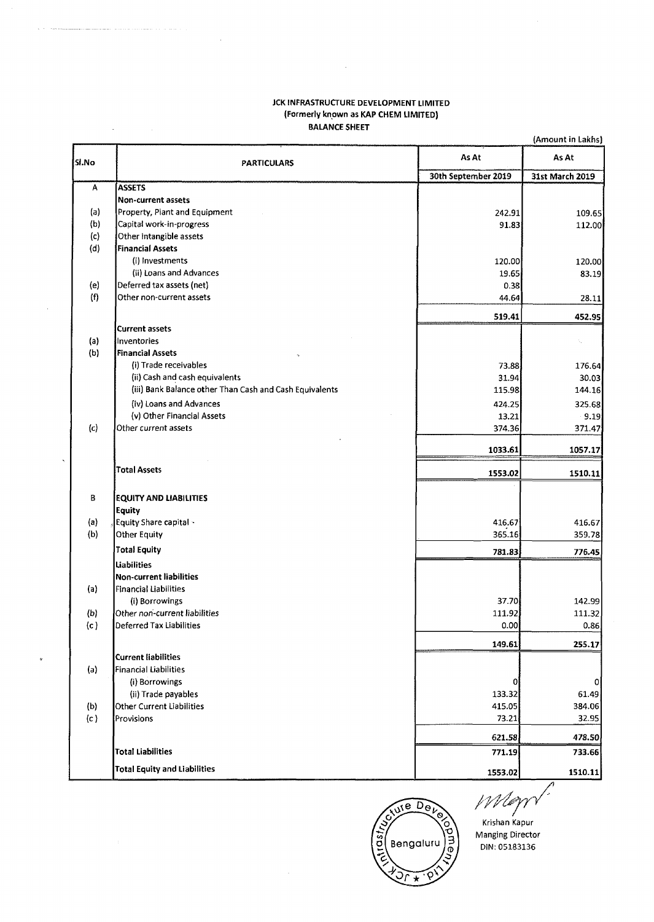**JCK INFRASTRUCTURE DEVELOPMENT LIMITED**
**(Formerly known as KAP CHEM LIMITED)**
**BALANCE SHEET**

(Amount in Lakhs)

| Sl.No | PARTICULARS | As At 30th September 2019 | As At 31st March 2019 |
|---|---|---|---|
| A | **ASSETS** | | |
| | **Non-current assets** | | |
| (a) | Property, Plant and Equipment | 242.91 | 109.65 |
| (b) | Capital work-in-progress | 91.83 | 112.00 |
| (c) | Other Intangible assets | | |
| (d) | **Financial Assets** | | |
| | (i) Investments | 120.00 | 120.00 |
| | (ii) Loans and Advances | 19.65 | 83.19 |
| (e) | Deferred tax assets (net) | 0.38 | |
| (f) | Other non-current assets | 44.64 | 28.11 |
| | | **519.41** | **452.95** |
| | **Current assets** | | |
| (a) | Inventories | | |
| (b) | **Financial Assets** | | |
| | (i) Trade receivables | 73.88 | 176.64 |
| | (ii) Cash and cash equivalents | 31.94 | 30.03 |
| | (iii) Bank Balance other Than Cash and Cash Equivalents | 115.98 | 144.16 |
| | (iv) Loans and Advances | 424.25 | 325.68 |
| | (v) Other Financial Assets | 13.21 | 9.19 |
| (c) | Other current assets | 374.36 | 371.47 |
| | | **1033.61** | **1057.17** |
| | **Total Assets** | **1553.02** | **1510.11** |
| B | **EQUITY AND LIABILITIES** | | |
| | **Equity** | | |
| (a) | Equity Share capital | 416.67 | 416.67 |
| (b) | Other Equity | 365.16 | 359.78 |
| | **Total Equity** | **781.83** | **776.45** |
| | **Liabilities** | | |
| | **Non-current liabilities** | | |
| (a) | Financial Liabilities | | |
| | (i) Borrowings | 37.70 | 142.99 |
| (b) | Other non-current liabilities | 111.92 | 111.32 |
| (c) | Deferred Tax Liabilities | 0.00 | 0.86 |
| | | **149.61** | **255.17** |
| | **Current liabilities** | | |
| (a) | Financial Liabilities | | |
| | (i) Borrowings | 0 | 0 |
| | (ii) Trade payables | 133.32 | 61.49 |
| (b) | Other Current Liabilities | 415.05 | 384.06 |
| (c) | Provisions | 73.21 | 32.95 |
| | | **621.58** | **478.50** |
| | **Total Liabilities** | **771.19** | **733.66** |
| | **Total Equity and Liabilities** | **1553.02** | **1510.11** |

Krishan Kapur
Manging Director
DIN: 05183136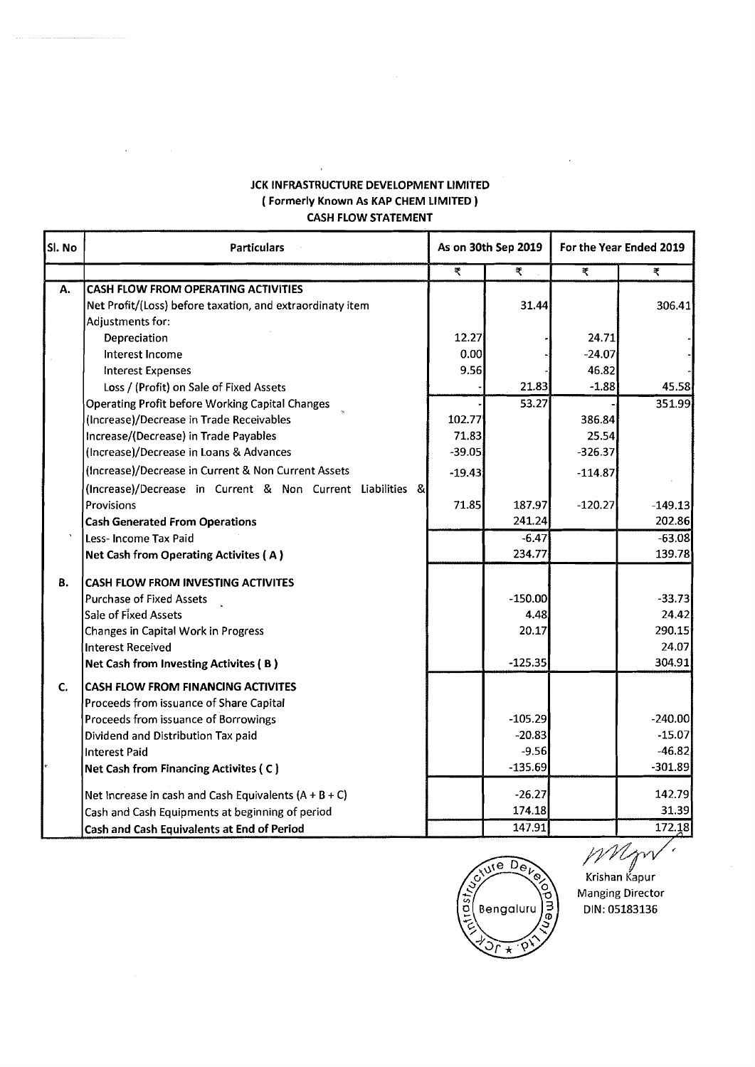**JCK INFRASTRUCTURE DEVELOPMENT LIMITED**
**( Formerly Known As KAP CHEM LIMITED )**
**CASH FLOW STATEMENT**

| Sl. No | Particulars | As on 30th Sep 2019 | | For the Year Ended 2019 | |
|---|---|---|---|---|---|
| | | ₹ | ₹ | ₹ | ₹ |
| A. | **CASH FLOW FROM OPERATING ACTIVITIES** | | | | |
| | Net Profit/(Loss) before taxation, and extraordinaty item | | 31.44 | | 306.41 |
| | Adjustments for: | | | | |
| | Depreciation | 12.27 | - | 24.71 | - |
| | Interest Income | 0.00 | - | -24.07 | - |
| | Interest Expenses | 9.56 | - | 46.82 | - |
| | Loss / (Profit) on Sale of Fixed Assets | - | 21.83 | -1.88 | 45.58 |
| | Operating Profit before Working Capital Changes | - | 53.27 | - | 351.99 |
| | (Increase)/Decrease in Trade Receivables | 102.77 | | 386.84 | |
| | Increase/(Decrease) in Trade Payables | 71.83 | | 25.54 | |
| | (Increase)/Decrease in Loans & Advances | -39.05 | | -326.37 | |
| | (Increase)/Decrease in Current & Non Current Assets | -19.43 | | -114.87 | |
| | (Increase)/Decrease in Current & Non Current Liabilities & Provisions | 71.85 | 187.97 | -120.27 | -149.13 |
| | **Cash Generated From Operations** | | 241.24 | | 202.86 |
| | Less- Income Tax Paid | | -6.47 | | -63.08 |
| | **Net Cash from Operating Activites ( A )** | | 234.77 | | 139.78 |
| B. | **CASH FLOW FROM INVESTING ACTIVITES** | | | | |
| | Purchase of Fixed Assets | | -150.00 | | -33.73 |
| | Sale of Fixed Assets | | 4.48 | | 24.42 |
| | Changes in Capital Work in Progress | | 20.17 | | 290.15 |
| | Interest Received | | | | 24.07 |
| | **Net Cash from Investing Activites ( B )** | | -125.35 | | 304.91 |
| C. | **CASH FLOW FROM FINANCING ACTIVITES** | | | | |
| | Proceeds from issuance of Share Capital | | | | |
| | Proceeds from issuance of Borrowings | | -105.29 | | -240.00 |
| | Dividend and Distribution Tax paid | | -20.83 | | -15.07 |
| | Interest Paid | | -9.56 | | -46.82 |
| | **Net Cash from Financing Activites ( C )** | | -135.69 | | -301.89 |
| | Net Increase in cash and Cash Equivalents (A + B + C) | | -26.27 | | 142.79 |
| | Cash and Cash Equipments at beginning of period | | 174.18 | | 31.39 |
| | **Cash and Cash Equivalents at End of Period** | | 147.91 | | 172.18 |

Krishan Kapur
Manging Director
DIN: 05183136